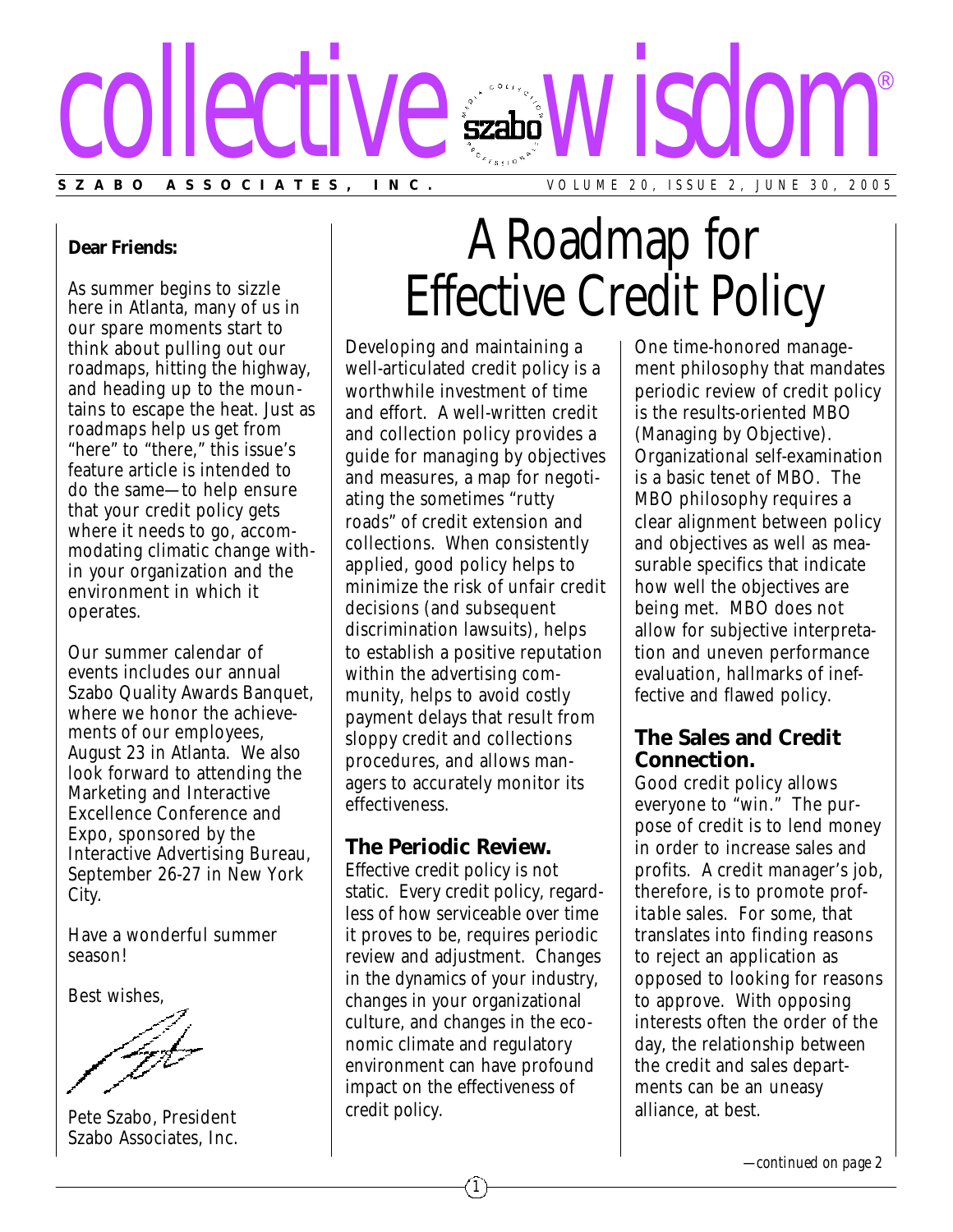# collective wisdom®

**SZABO ASSOCIATES, INC.** VOLUME 20, ISSUE 2, JUNE 30, 2005

**Dear Friends:**

As summer begins to sizzle here in Atlanta, many of us in our spare moments start to think about pulling out our roadmaps, hitting the highway, and heading up to the mountains to escape the heat. Just as roadmaps help us get from "here" to "there," this issue's feature article is intended to do the same—to help ensure that your credit policy gets where it needs to go, accommodating climatic change within your organization and the environment in which it operates.

Our summer calendar of events includes our annual Szabo Quality Awards Banquet, where we honor the achievements of our employees, August 23 in Atlanta. We also look forward to attending the Marketing and Interactive Excellence Conference and Expo, sponsored by the Interactive Advertising Bureau, September 26-27 in New York City.

Have a wonderful summer season!

Best wishes,

Pete Szabo, President
Szabo Associates, Inc.

# A Roadmap for Effective Credit Policy

Developing and maintaining a well-articulated credit policy is a worthwhile investment of time and effort. A well-written credit and collection policy provides a guide for managing by objectives and measures, a map for negotiating the sometimes "rutty roads" of credit extension and collections. When consistently applied, good policy helps to minimize the risk of unfair credit decisions (and subsequent discrimination lawsuits), helps to establish a positive reputation within the advertising community, helps to avoid costly payment delays that result from sloppy credit and collections procedures, and allows managers to accurately monitor its effectiveness.

### The Periodic Review.

Effective credit policy is not static. Every credit policy, regardless of how serviceable over time it proves to be, requires periodic review and adjustment. Changes in the dynamics of your industry, changes in your organizational culture, and changes in the economic climate and regulatory environment can have profound impact on the effectiveness of credit policy.

One time-honored management philosophy that mandates periodic review of credit policy is the results-oriented MBO (Managing by Objective). Organizational self-examination is a basic tenet of MBO. The MBO philosophy requires a clear alignment between policy and objectives as well as measurable specifics that indicate how well the objectives are being met. MBO does not allow for subjective interpretation and uneven performance evaluation, hallmarks of ineffective and flawed policy.

### The Sales and Credit Connection.

Good credit policy allows everyone to "win." The purpose of credit is to lend money in order to increase sales and profits. A credit manager's job, therefore, is to promote *profitable* sales. For some, that translates into finding reasons to reject an application as opposed to looking for reasons to approve. With opposing interests often the order of the day, the relationship between the credit and sales departments can be an uneasy alliance, at best.

*—continued on page 2*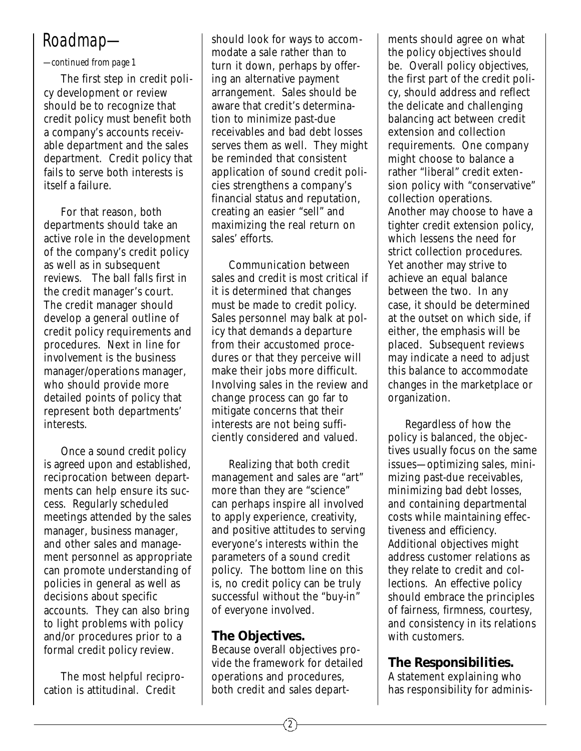# Roadmap—

*—continued from page 1*

The first step in credit policy development or review should be to recognize that credit policy must benefit both a company's accounts receivable department and the sales department. Credit policy that fails to serve both interests is itself a failure.

For that reason, both departments should take an active role in the development of the company's credit policy as well as in subsequent reviews. The ball falls first in the credit manager's court. The credit manager should develop a general outline of credit policy requirements and procedures. Next in line for involvement is the business manager/operations manager, who should provide more detailed points of policy that represent both departments' interests.

Once a sound credit policy is agreed upon and established, reciprocation between departments can help ensure its success. Regularly scheduled meetings attended by the sales manager, business manager, and other sales and management personnel as appropriate can promote understanding of policies in general as well as decisions about specific accounts. They can also bring to light problems with policy and/or procedures prior to a formal credit policy review.

The most helpful reciprocation is attitudinal. Credit should look for ways to accommodate a sale rather than to turn it down, perhaps by offering an alternative payment arrangement. Sales should be aware that credit's determination to minimize past-due receivables and bad debt losses serves them as well. They might be reminded that consistent application of sound credit policies strengthens a company's financial status and reputation, creating an easier "sell" and maximizing the real return on sales' efforts.

Communication between sales and credit is most critical if it is determined that changes must be made to credit policy. Sales personnel may balk at policy that demands a departure from their accustomed procedures or that they perceive will make their jobs more difficult. Involving sales in the review and change process can go far to mitigate concerns that their interests are not being sufficiently considered and valued.

Realizing that both credit management and sales are "art" more than they are "science" can perhaps inspire all involved to apply experience, creativity, and positive attitudes to serving everyone's interests within the parameters of a sound credit policy. The bottom line on this is, no credit policy can be truly successful without the "buy-in" of everyone involved.

### The Objectives.

Because overall objectives provide the framework for detailed operations and procedures, both credit and sales departments should agree on what the policy objectives should be. Overall policy objectives, the first part of the credit policy, should address and reflect the delicate and challenging balancing act between credit extension and collection requirements. One company might choose to balance a rather "liberal" credit extension policy with "conservative" collection operations. Another may choose to have a tighter credit extension policy, which lessens the need for strict collection procedures. Yet another may strive to achieve an equal balance between the two. In any case, it should be determined at the outset on which side, if either, the emphasis will be placed. Subsequent reviews may indicate a need to adjust this balance to accommodate changes in the marketplace or organization.

Regardless of how the policy is balanced, the objectives usually focus on the same issues—optimizing sales, minimizing past-due receivables, minimizing bad debt losses, and containing departmental costs while maintaining effectiveness and efficiency. Additional objectives might address customer relations as they relate to credit and collections. An effective policy should embrace the principles of fairness, firmness, courtesy, and consistency in its relations with customers.

### The Responsibilities.

A statement explaining who has responsibility for adminis-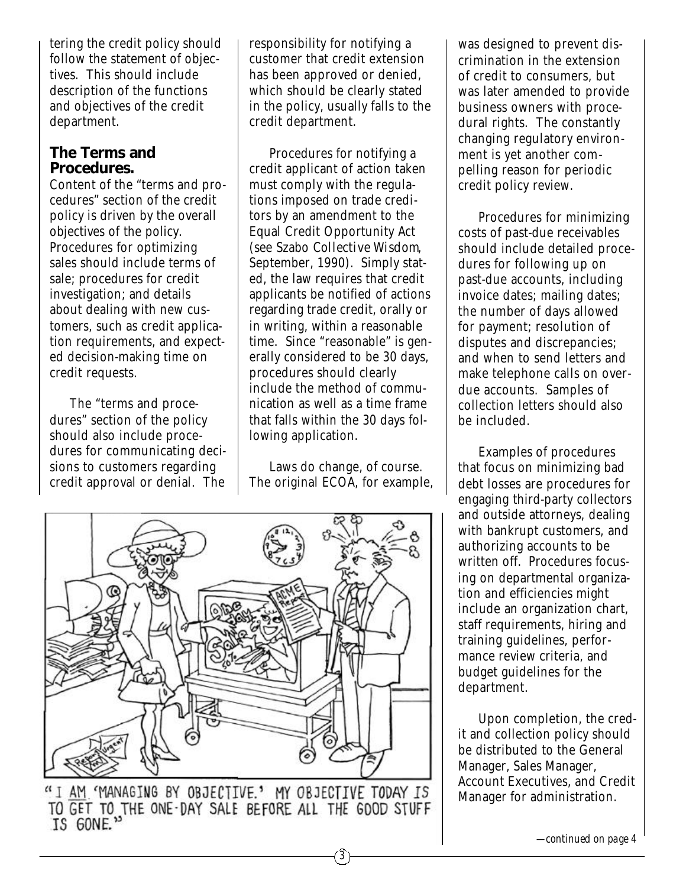tering the credit policy should follow the statement of objectives. This should include description of the functions and objectives of the credit department.

### The Terms and Procedures.

Content of the "terms and procedures" section of the credit policy is driven by the overall objectives of the policy. Procedures for optimizing sales should include terms of sale; procedures for credit investigation; and details about dealing with new customers, such as credit application requirements, and expected decision-making time on credit requests.

The "terms and procedures" section of the policy should also include procedures for communicating decisions to customers regarding credit approval or denial. The responsibility for notifying a customer that credit extension has been approved or denied, which should be clearly stated in the policy, usually falls to the credit department.

Procedures for notifying a credit applicant of action taken must comply with the regulations imposed on trade creditors by an amendment to the Equal Credit Opportunity Act (see *Szabo Collective Wisdom*, September, 1990). Simply stated, the law requires that credit applicants be notified of actions regarding trade credit, orally or in writing, within a reasonable time. Since "reasonable" is generally considered to be 30 days, procedures should clearly include the method of communication as well as a time frame that falls within the 30 days following application.

Laws do change, of course. The original ECOA, for example, was designed to prevent discrimination in the extension of credit to consumers, but was later amended to provide business owners with procedural rights. The constantly changing regulatory environment is yet another compelling reason for periodic credit policy review.

Procedures for minimizing costs of past-due receivables should include detailed procedures for following up on past-due accounts, including invoice dates; mailing dates; the number of days allowed for payment; resolution of disputes and discrepancies; and when to send letters and make telephone calls on overdue accounts. Samples of collection letters should also be included.

Examples of procedures that focus on minimizing bad debt losses are procedures for engaging third-party collectors and outside attorneys, dealing with bankrupt customers, and authorizing accounts to be written off. Procedures focusing on departmental organization and efficiencies might include an organization chart, staff requirements, hiring and training guidelines, performance review criteria, and budget guidelines for the department.

Upon completion, the credit and collection policy should be distributed to the General Manager, Sales Manager, Account Executives, and Credit Manager for administration.

"I AM 'MANAGING BY OBJECTIVE.' MY OBJECTIVE TODAY IS TO GET TO THE ONE-DAY SALE BEFORE ALL THE GOOD STUFF IS GONE."

*—continued on page 4*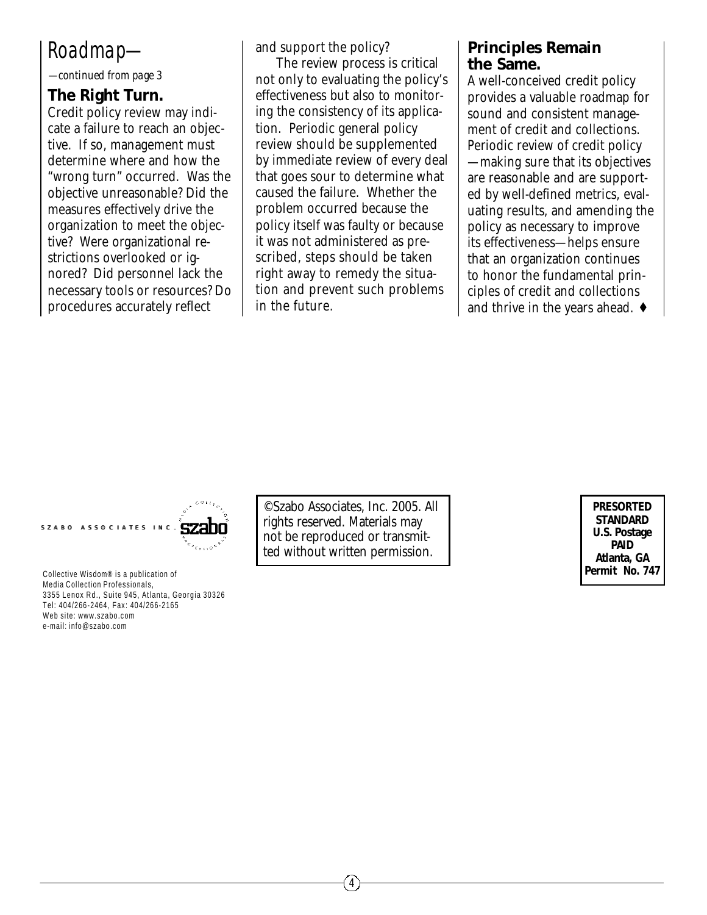## Roadmap—

*—continued from page 3*

### The Right Turn.

Credit policy review may indicate a failure to reach an objective. If so, management must determine where and how the "wrong turn" occurred. Was the objective unreasonable? Did the measures effectively drive the organization to meet the objective? Were organizational restrictions overlooked or ignored? Did personnel lack the necessary tools or resources? Do procedures accurately reflect and support the policy?

The review process is critical not only to evaluating the policy's effectiveness but also to monitoring the consistency of its application. Periodic general policy review should be supplemented by immediate review of every deal that goes sour to determine what caused the failure. Whether the problem occurred because the policy itself was faulty or because it was not administered as prescribed, steps should be taken right away to remedy the situation and prevent such problems in the future.

### Principles Remain the Same.

A well-conceived credit policy provides a valuable roadmap for sound and consistent management of credit and collections. Periodic review of credit policy—making sure that its objectives are reasonable and are supported by well-defined metrics, evaluating results, and amending the policy as necessary to improve its effectiveness—helps ensure that an organization continues to honor the fundamental principles of credit and collections and thrive in the years ahead. ♦

SZABO ASSOCIATES INC. szabo MEDIA COLLECTION PROFESSIONALS

Collective Wisdom® is a publication of Media Collection Professionals,
3355 Lenox Rd., Suite 945, Atlanta, Georgia 30326
Tel: 404/266-2464, Fax: 404/266-2165
Web site: www.szabo.com
e-mail: info@szabo.com

©Szabo Associates, Inc. 2005. All rights reserved. Materials may not be reproduced or transmitted without written permission.

**PRESORTED STANDARD U.S. Postage PAID Atlanta, GA Permit No. 747**